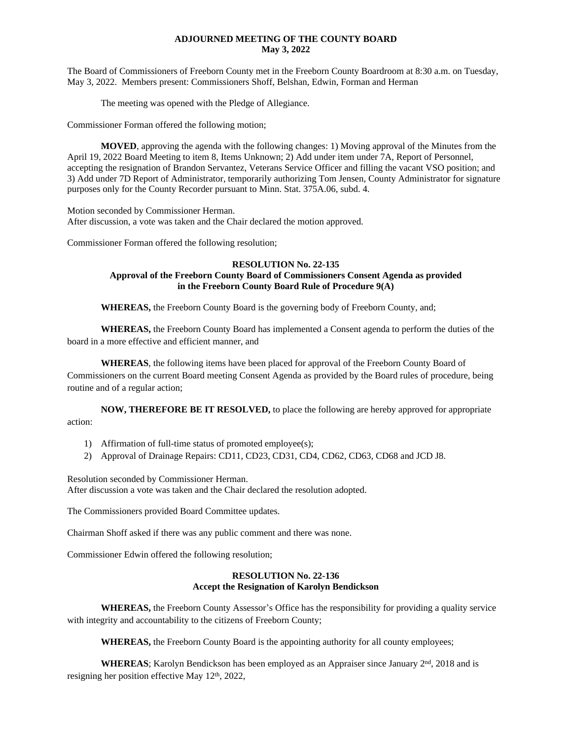**ADJOURNED MEETING OF THE COUNTY BOARD**
**May 3, 2022**

The Board of Commissioners of Freeborn County met in the Freeborn County Boardroom at 8:30 a.m. on Tuesday, May 3, 2022. Members present: Commissioners Shoff, Belshan, Edwin, Forman and Herman

The meeting was opened with the Pledge of Allegiance.

Commissioner Forman offered the following motion;

**MOVED**, approving the agenda with the following changes: 1) Moving approval of the Minutes from the April 19, 2022 Board Meeting to item 8, Items Unknown; 2) Add under item under 7A, Report of Personnel, accepting the resignation of Brandon Servantez, Veterans Service Officer and filling the vacant VSO position; and 3) Add under 7D Report of Administrator, temporarily authorizing Tom Jensen, County Administrator for signature purposes only for the County Recorder pursuant to Minn. Stat. 375A.06, subd. 4.

Motion seconded by Commissioner Herman.
After discussion, a vote was taken and the Chair declared the motion approved.

Commissioner Forman offered the following resolution;

**RESOLUTION No. 22-135**
**Approval of the Freeborn County Board of Commissioners Consent Agenda as provided in the Freeborn County Board Rule of Procedure 9(A)**

**WHEREAS,** the Freeborn County Board is the governing body of Freeborn County, and;

**WHEREAS,** the Freeborn County Board has implemented a Consent agenda to perform the duties of the board in a more effective and efficient manner, and

**WHEREAS**, the following items have been placed for approval of the Freeborn County Board of Commissioners on the current Board meeting Consent Agenda as provided by the Board rules of procedure, being routine and of a regular action;

**NOW, THEREFORE BE IT RESOLVED,** to place the following are hereby approved for appropriate action:

1) Affirmation of full-time status of promoted employee(s);
2) Approval of Drainage Repairs: CD11, CD23, CD31, CD4, CD62, CD63, CD68 and JCD J8.

Resolution seconded by Commissioner Herman.
After discussion a vote was taken and the Chair declared the resolution adopted.

The Commissioners provided Board Committee updates.

Chairman Shoff asked if there was any public comment and there was none.

Commissioner Edwin offered the following resolution;

**RESOLUTION No. 22-136**
**Accept the Resignation of Karolyn Bendickson**

**WHEREAS,** the Freeborn County Assessor's Office has the responsibility for providing a quality service with integrity and accountability to the citizens of Freeborn County;

**WHEREAS,** the Freeborn County Board is the appointing authority for all county employees;

**WHEREAS**; Karolyn Bendickson has been employed as an Appraiser since January 2nd, 2018 and is resigning her position effective May 12th, 2022,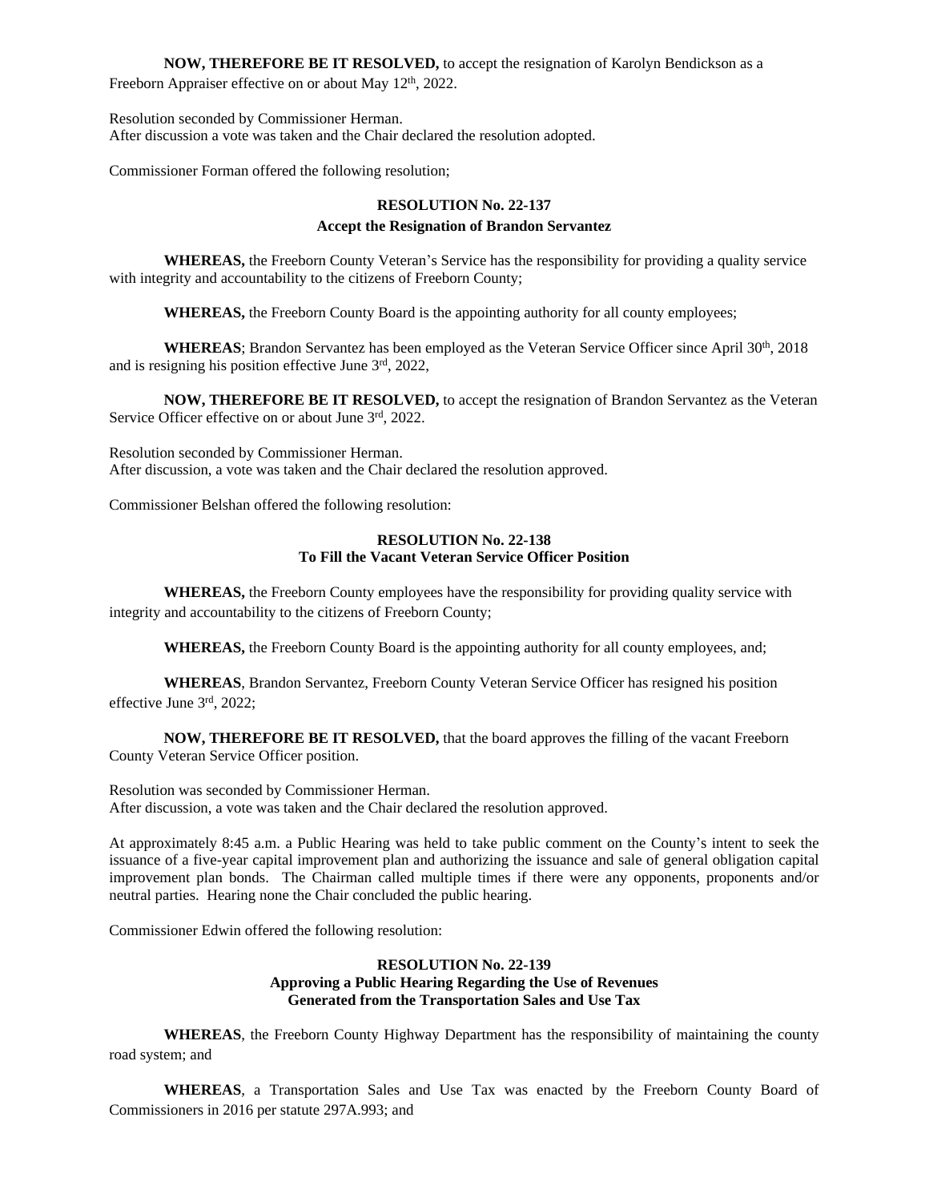**NOW, THEREFORE BE IT RESOLVED,** to accept the resignation of Karolyn Bendickson as a Freeborn Appraiser effective on or about May 12th, 2022.

Resolution seconded by Commissioner Herman.
After discussion a vote was taken and the Chair declared the resolution adopted.

Commissioner Forman offered the following resolution;

**RESOLUTION No. 22-137**
**Accept the Resignation of Brandon Servantez**

**WHEREAS,** the Freeborn County Veteran's Service has the responsibility for providing a quality service with integrity and accountability to the citizens of Freeborn County;

**WHEREAS,** the Freeborn County Board is the appointing authority for all county employees;

**WHEREAS**; Brandon Servantez has been employed as the Veteran Service Officer since April 30th, 2018 and is resigning his position effective June 3rd, 2022,

**NOW, THEREFORE BE IT RESOLVED,** to accept the resignation of Brandon Servantez as the Veteran Service Officer effective on or about June 3rd, 2022.

Resolution seconded by Commissioner Herman.
After discussion, a vote was taken and the Chair declared the resolution approved.

Commissioner Belshan offered the following resolution:

**RESOLUTION No. 22-138**
**To Fill the Vacant Veteran Service Officer Position**

**WHEREAS,** the Freeborn County employees have the responsibility for providing quality service with integrity and accountability to the citizens of Freeborn County;

**WHEREAS,** the Freeborn County Board is the appointing authority for all county employees, and;

**WHEREAS**, Brandon Servantez, Freeborn County Veteran Service Officer has resigned his position effective June 3rd, 2022;

**NOW, THEREFORE BE IT RESOLVED,** that the board approves the filling of the vacant Freeborn County Veteran Service Officer position.

Resolution was seconded by Commissioner Herman.
After discussion, a vote was taken and the Chair declared the resolution approved.

At approximately 8:45 a.m. a Public Hearing was held to take public comment on the County's intent to seek the issuance of a five-year capital improvement plan and authorizing the issuance and sale of general obligation capital improvement plan bonds. The Chairman called multiple times if there were any opponents, proponents and/or neutral parties. Hearing none the Chair concluded the public hearing.

Commissioner Edwin offered the following resolution:

**RESOLUTION No. 22-139**
**Approving a Public Hearing Regarding the Use of Revenues Generated from the Transportation Sales and Use Tax**

**WHEREAS**, the Freeborn County Highway Department has the responsibility of maintaining the county road system; and

**WHEREAS**, a Transportation Sales and Use Tax was enacted by the Freeborn County Board of Commissioners in 2016 per statute 297A.993; and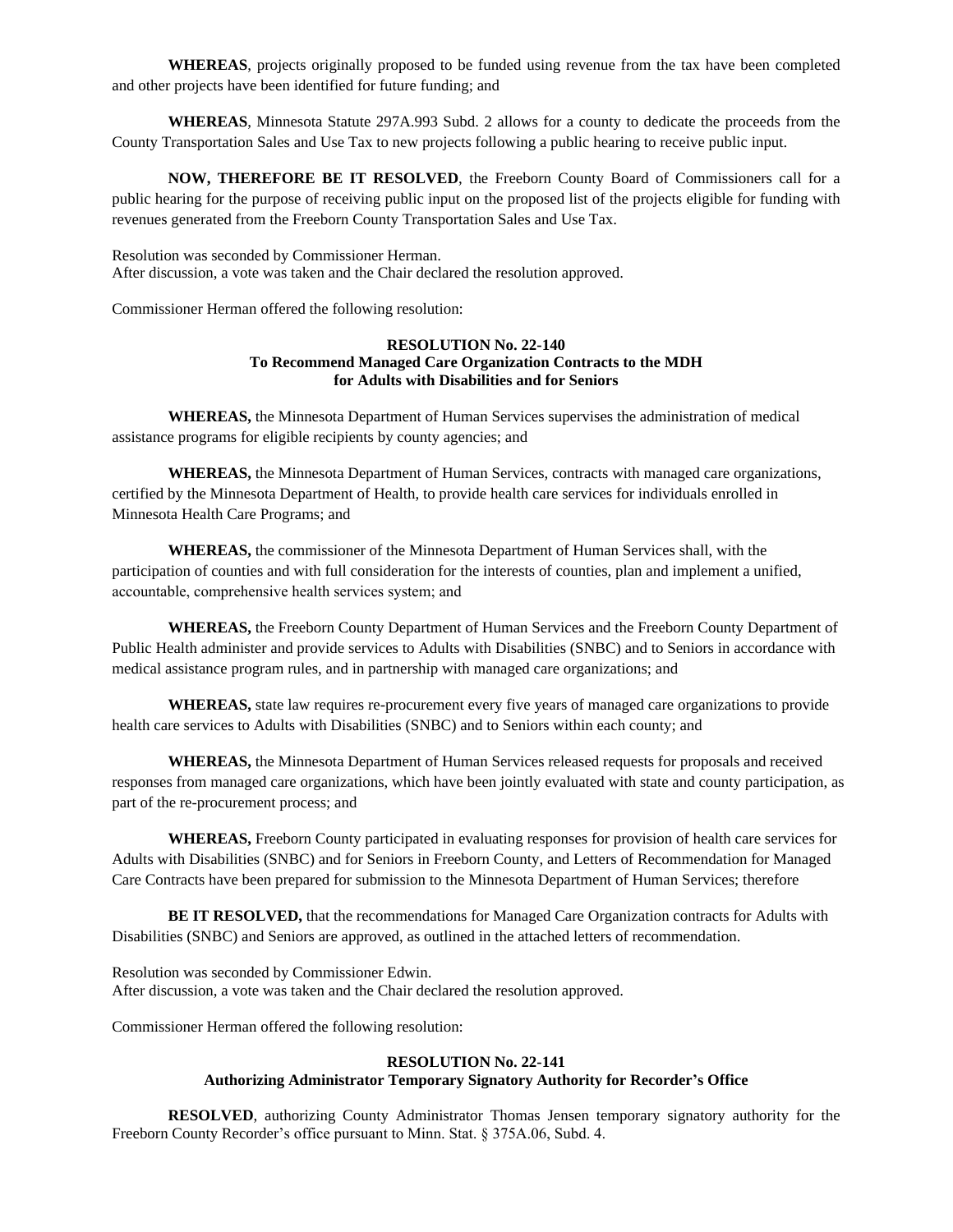**WHEREAS**, projects originally proposed to be funded using revenue from the tax have been completed and other projects have been identified for future funding; and

**WHEREAS**, Minnesota Statute 297A.993 Subd. 2 allows for a county to dedicate the proceeds from the County Transportation Sales and Use Tax to new projects following a public hearing to receive public input.

**NOW, THEREFORE BE IT RESOLVED**, the Freeborn County Board of Commissioners call for a public hearing for the purpose of receiving public input on the proposed list of the projects eligible for funding with revenues generated from the Freeborn County Transportation Sales and Use Tax.

Resolution was seconded by Commissioner Herman.
After discussion, a vote was taken and the Chair declared the resolution approved.

Commissioner Herman offered the following resolution:

**RESOLUTION No. 22-140**
**To Recommend Managed Care Organization Contracts to the MDH for Adults with Disabilities and for Seniors**

**WHEREAS,** the Minnesota Department of Human Services supervises the administration of medical assistance programs for eligible recipients by county agencies; and

**WHEREAS,** the Minnesota Department of Human Services, contracts with managed care organizations, certified by the Minnesota Department of Health, to provide health care services for individuals enrolled in Minnesota Health Care Programs; and

**WHEREAS,** the commissioner of the Minnesota Department of Human Services shall, with the participation of counties and with full consideration for the interests of counties, plan and implement a unified, accountable, comprehensive health services system; and

**WHEREAS,** the Freeborn County Department of Human Services and the Freeborn County Department of Public Health administer and provide services to Adults with Disabilities (SNBC) and to Seniors in accordance with medical assistance program rules, and in partnership with managed care organizations; and

**WHEREAS,** state law requires re-procurement every five years of managed care organizations to provide health care services to Adults with Disabilities (SNBC) and to Seniors within each county; and

**WHEREAS,** the Minnesota Department of Human Services released requests for proposals and received responses from managed care organizations, which have been jointly evaluated with state and county participation, as part of the re-procurement process; and

**WHEREAS,** Freeborn County participated in evaluating responses for provision of health care services for Adults with Disabilities (SNBC) and for Seniors in Freeborn County, and Letters of Recommendation for Managed Care Contracts have been prepared for submission to the Minnesota Department of Human Services; therefore

**BE IT RESOLVED,** that the recommendations for Managed Care Organization contracts for Adults with Disabilities (SNBC) and Seniors are approved, as outlined in the attached letters of recommendation.

Resolution was seconded by Commissioner Edwin.
After discussion, a vote was taken and the Chair declared the resolution approved.

Commissioner Herman offered the following resolution:

**RESOLUTION No. 22-141**
**Authorizing Administrator Temporary Signatory Authority for Recorder's Office**

**RESOLVED**, authorizing County Administrator Thomas Jensen temporary signatory authority for the Freeborn County Recorder's office pursuant to Minn. Stat. § 375A.06, Subd. 4.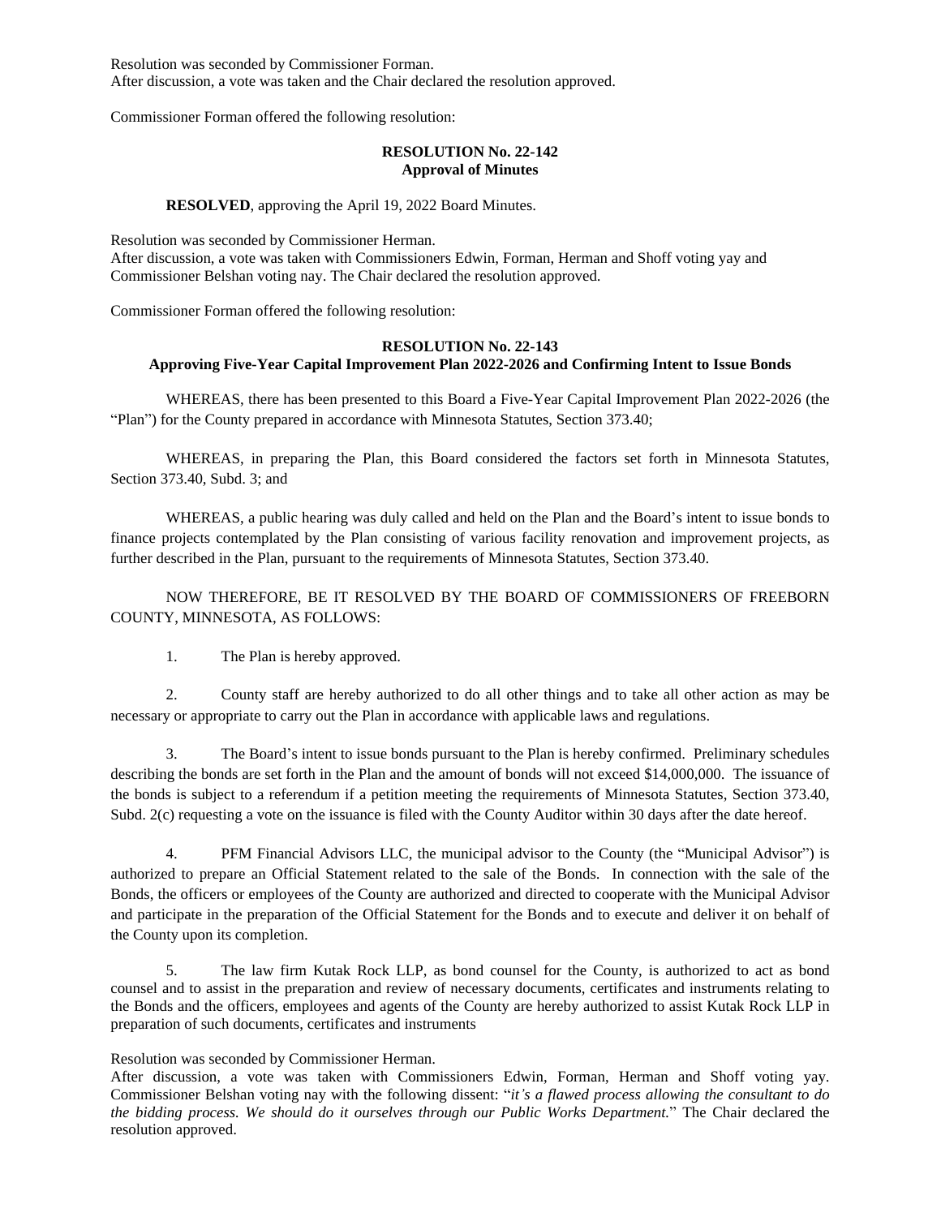Resolution was seconded by Commissioner Forman.
After discussion, a vote was taken and the Chair declared the resolution approved.

Commissioner Forman offered the following resolution:

**RESOLUTION No. 22-142**
**Approval of Minutes**

**RESOLVED**, approving the April 19, 2022 Board Minutes.

Resolution was seconded by Commissioner Herman.
After discussion, a vote was taken with Commissioners Edwin, Forman, Herman and Shoff voting yay and Commissioner Belshan voting nay. The Chair declared the resolution approved.

Commissioner Forman offered the following resolution:

**RESOLUTION No. 22-143**
**Approving Five-Year Capital Improvement Plan 2022-2026 and Confirming Intent to Issue Bonds**

WHEREAS, there has been presented to this Board a Five-Year Capital Improvement Plan 2022-2026 (the "Plan") for the County prepared in accordance with Minnesota Statutes, Section 373.40;

WHEREAS, in preparing the Plan, this Board considered the factors set forth in Minnesota Statutes, Section 373.40, Subd. 3; and

WHEREAS, a public hearing was duly called and held on the Plan and the Board's intent to issue bonds to finance projects contemplated by the Plan consisting of various facility renovation and improvement projects, as further described in the Plan, pursuant to the requirements of Minnesota Statutes, Section 373.40.

NOW THEREFORE, BE IT RESOLVED BY THE BOARD OF COMMISSIONERS OF FREEBORN COUNTY, MINNESOTA, AS FOLLOWS:

1. The Plan is hereby approved.

2. County staff are hereby authorized to do all other things and to take all other action as may be necessary or appropriate to carry out the Plan in accordance with applicable laws and regulations.

3. The Board's intent to issue bonds pursuant to the Plan is hereby confirmed. Preliminary schedules describing the bonds are set forth in the Plan and the amount of bonds will not exceed $14,000,000. The issuance of the bonds is subject to a referendum if a petition meeting the requirements of Minnesota Statutes, Section 373.40, Subd. 2(c) requesting a vote on the issuance is filed with the County Auditor within 30 days after the date hereof.

4. PFM Financial Advisors LLC, the municipal advisor to the County (the "Municipal Advisor") is authorized to prepare an Official Statement related to the sale of the Bonds. In connection with the sale of the Bonds, the officers or employees of the County are authorized and directed to cooperate with the Municipal Advisor and participate in the preparation of the Official Statement for the Bonds and to execute and deliver it on behalf of the County upon its completion.

5. The law firm Kutak Rock LLP, as bond counsel for the County, is authorized to act as bond counsel and to assist in the preparation and review of necessary documents, certificates and instruments relating to the Bonds and the officers, employees and agents of the County are hereby authorized to assist Kutak Rock LLP in preparation of such documents, certificates and instruments

Resolution was seconded by Commissioner Herman.
After discussion, a vote was taken with Commissioners Edwin, Forman, Herman and Shoff voting yay. Commissioner Belshan voting nay with the following dissent: "*it's a flawed process allowing the consultant to do the bidding process. We should do it ourselves through our Public Works Department.*" The Chair declared the resolution approved.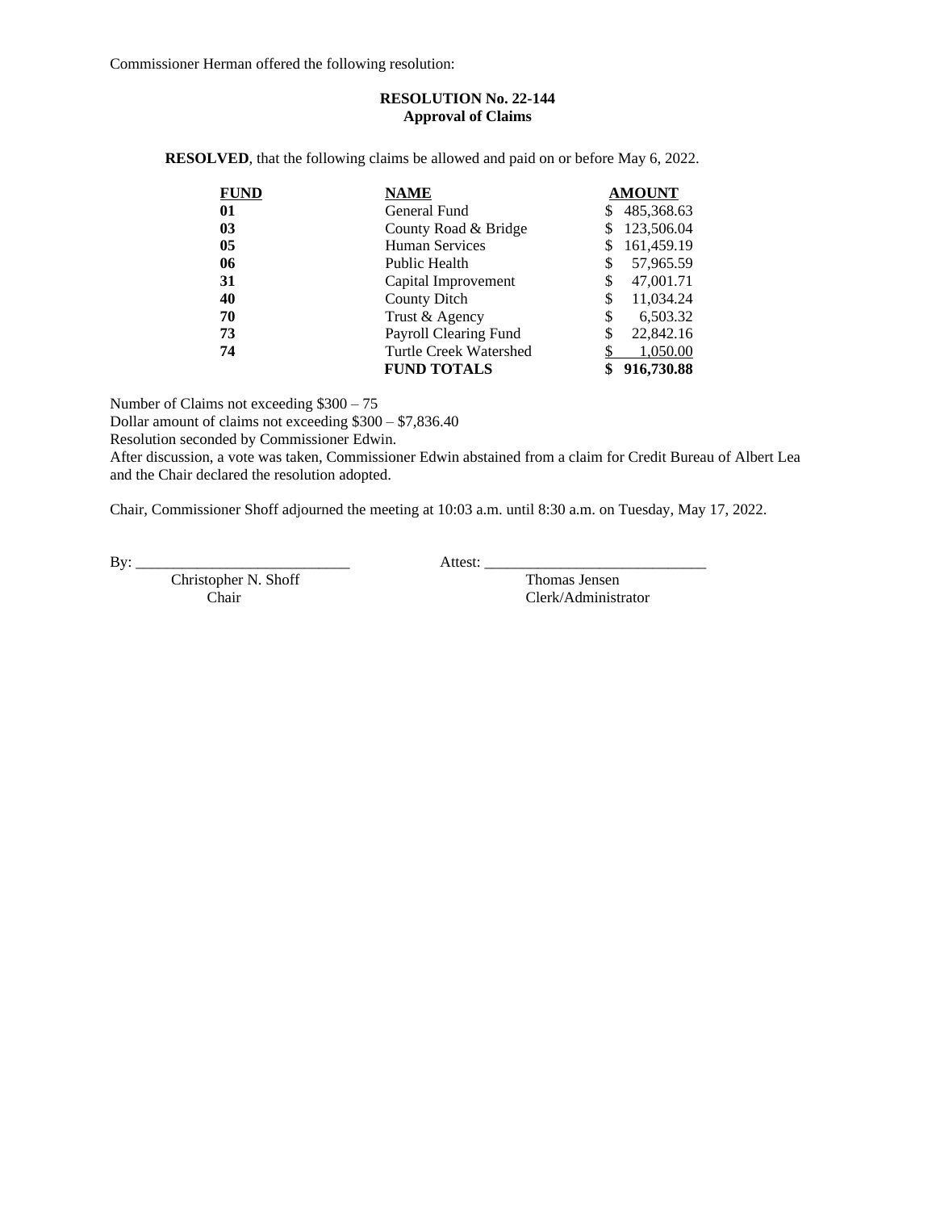Commissioner Herman offered the following resolution:

**RESOLUTION No. 22-144**
**Approval of Claims**

**RESOLVED**, that the following claims be allowed and paid on or before May 6, 2022.

| FUND | NAME | AMOUNT |
|---|---|---|
| **01** | General Fund | $ 485,368.63 |
| **03** | County Road & Bridge | $ 123,506.04 |
| **05** | Human Services | $ 161,459.19 |
| **06** | Public Health | $ 57,965.59 |
| **31** | Capital Improvement | $ 47,001.71 |
| **40** | County Ditch | $ 11,034.24 |
| **70** | Trust & Agency | $ 6,503.32 |
| **73** | Payroll Clearing Fund | $ 22,842.16 |
| **74** | Turtle Creek Watershed | $ 1,050.00 |
| | **FUND TOTALS** | **$ 916,730.88** |

Number of Claims not exceeding $300 – 75
Dollar amount of claims not exceeding $300 – $7,836.40
Resolution seconded by Commissioner Edwin.
After discussion, a vote was taken, Commissioner Edwin abstained from a claim for Credit Bureau of Albert Lea and the Chair declared the resolution adopted.

Chair, Commissioner Shoff adjourned the meeting at 10:03 a.m. until 8:30 a.m. on Tuesday, May 17, 2022.

By: ____________________________ Attest: ____________________________

Christopher N. Shoff, Chair

Thomas Jensen, Clerk/Administrator